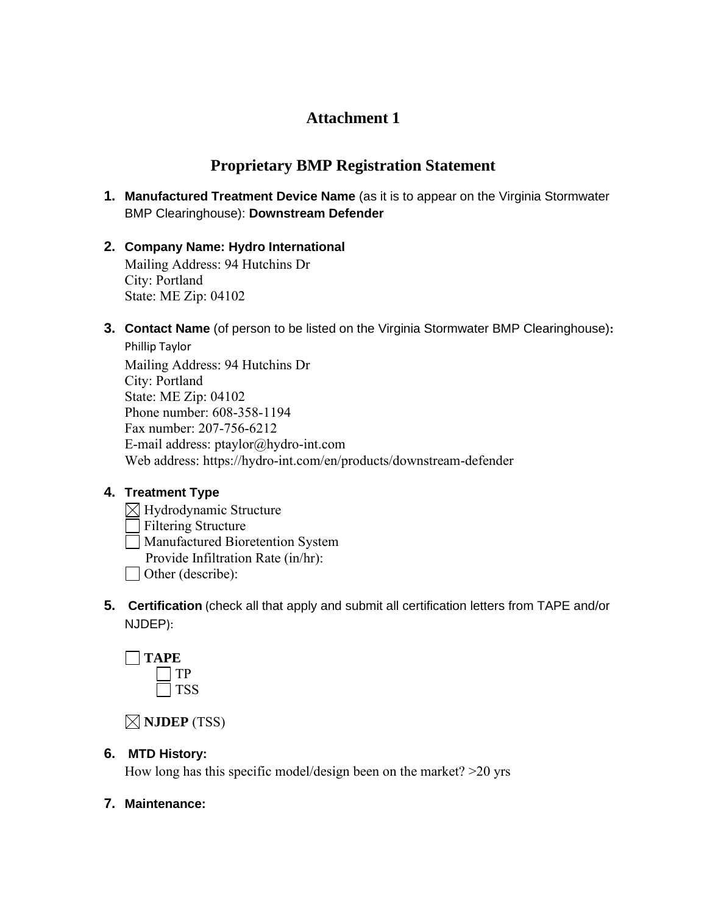# Attachment 1

## Proprietary BMP Registration Statement

1. **Manufactured Treatment Device Name** (as it is to appear on the Virginia Stormwater BMP Clearinghouse): **Downstream Defender**

2. **Company Name: Hydro International**
   Mailing Address: 94 Hutchins Dr
   City: Portland
   State: ME Zip: 04102

3. **Contact Name** (of person to be listed on the Virginia Stormwater BMP Clearinghouse)**:**
   Phillip Taylor
   Mailing Address: 94 Hutchins Dr
   City: Portland
   State: ME Zip: 04102
   Phone number: 608-358-1194
   Fax number: 207-756-6212
   E-mail address: ptaylor@hydro-int.com
   Web address: https://hydro-int.com/en/products/downstream-defender

4. **Treatment Type**
   ☒ Hydrodynamic Structure
   ☐ Filtering Structure
   ☐ Manufactured Bioretention System
   Provide Infiltration Rate (in/hr):
   ☐ Other (describe):

5. **Certification** (check all that apply and submit all certification letters from TAPE and/or NJDEP):

   ☐ **TAPE**
   - ☐ TP
   - ☐ TSS

   ☒ **NJDEP** (TSS)

6. **MTD History:**
   How long has this specific model/design been on the market? >20 yrs

7. **Maintenance:**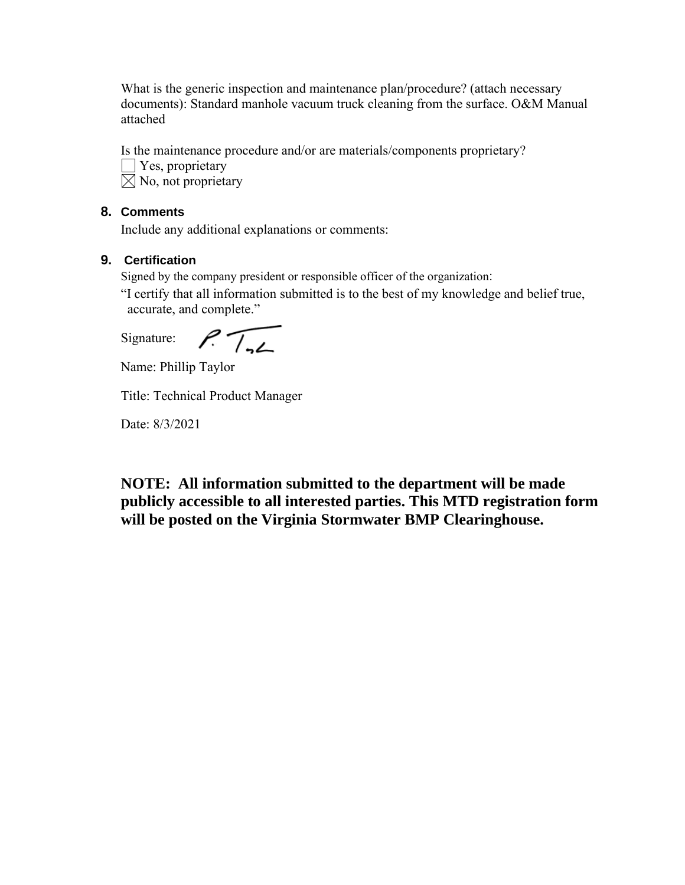What is the generic inspection and maintenance plan/procedure? (attach necessary documents): Standard manhole vacuum truck cleaning from the surface. O&M Manual attached

Is the maintenance procedure and/or are materials/components proprietary?

☐ Yes, proprietary

☒ No, not proprietary

## 8. Comments

Include any additional explanations or comments:

## 9. Certification

Signed by the company president or responsible officer of the organization:

"I certify that all information submitted is to the best of my knowledge and belief true, accurate, and complete."

Signature: P. Taylor

Name: Phillip Taylor

Title: Technical Product Manager

Date: 8/3/2021

**NOTE: All information submitted to the department will be made publicly accessible to all interested parties. This MTD registration form will be posted on the Virginia Stormwater BMP Clearinghouse.**